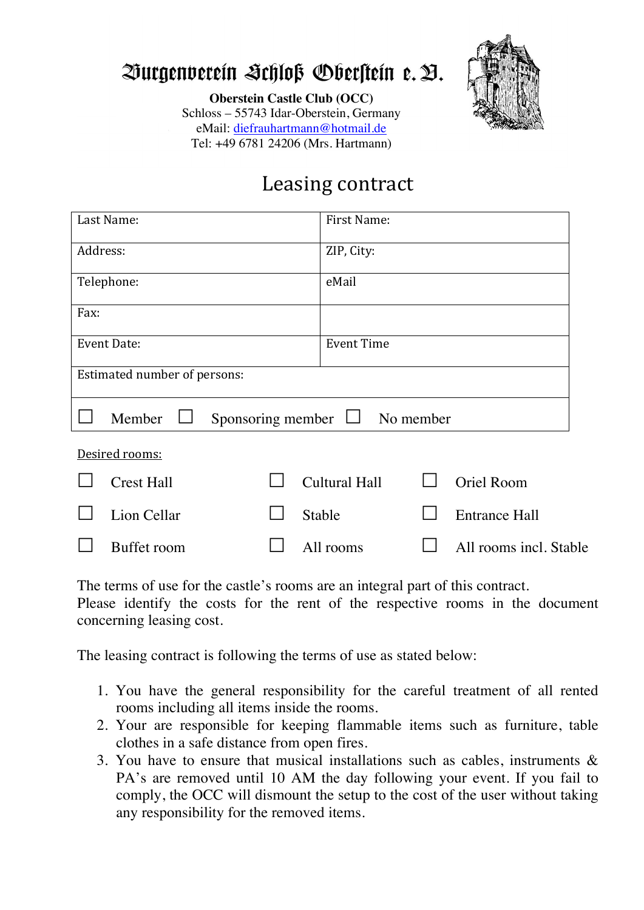# Burgenverein Schloß Oberstein e. V.

**Oberstein Castle Club (OCC)**
Schloss – 55743 Idar-Oberstein, Germany
eMail: diefrauhartmann@hotmail.de
Tel: +49 6781 24206 (Mrs. Hartmann)

## Leasing contract

| | |
|---|---|
| Last Name: | First Name: |
| Address: | ZIP, City: |
| Telephone: | eMail |
| Fax: | |
| Event Date: | Event Time |
| Estimated number of persons: | |
| ☐ Member ☐ Sponsoring member ☐ No member | |

Desired rooms:

| | | |
|---|---|---|
| ☐ Crest Hall | ☐ Cultural Hall | ☐ Oriel Room |
| ☐ Lion Cellar | ☐ Stable | ☐ Entrance Hall |
| ☐ Buffet room | ☐ All rooms | ☐ All rooms incl. Stable |

The terms of use for the castle's rooms are an integral part of this contract.
Please identify the costs for the rent of the respective rooms in the document concerning leasing cost.

The leasing contract is following the terms of use as stated below:

1. You have the general responsibility for the careful treatment of all rented rooms including all items inside the rooms.
2. Your are responsible for keeping flammable items such as furniture, table clothes in a safe distance from open fires.
3. You have to ensure that musical installations such as cables, instruments & PA's are removed until 10 AM the day following your event. If you fail to comply, the OCC will dismount the setup to the cost of the user without taking any responsibility for the removed items.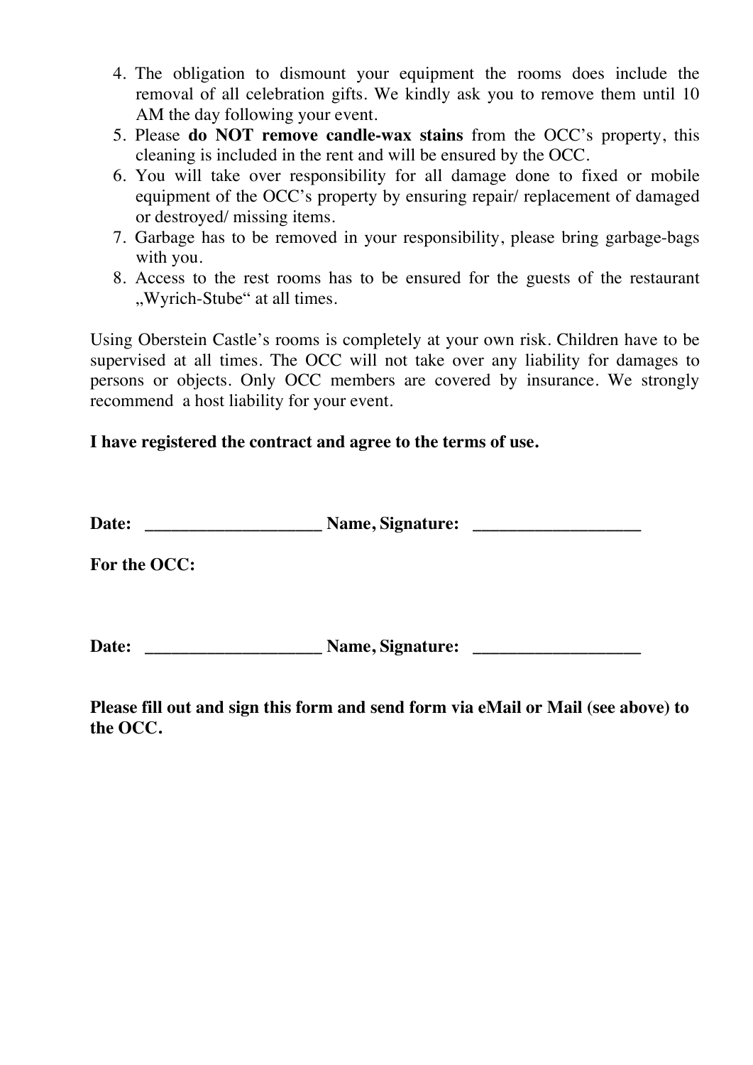4. The obligation to dismount your equipment the rooms does include the removal of all celebration gifts. We kindly ask you to remove them until 10 AM the day following your event.
5. Please **do NOT remove candle-wax stains** from the OCC's property, this cleaning is included in the rent and will be ensured by the OCC.
6. You will take over responsibility for all damage done to fixed or mobile equipment of the OCC's property by ensuring repair/ replacement of damaged or destroyed/ missing items.
7. Garbage has to be removed in your responsibility, please bring garbage-bags with you.
8. Access to the rest rooms has to be ensured for the guests of the restaurant „Wyrich-Stube" at all times.

Using Oberstein Castle's rooms is completely at your own risk. Children have to be supervised at all times. The OCC will not take over any liability for damages to persons or objects. Only OCC members are covered by insurance. We strongly recommend a host liability for your event.

**I have registered the contract and agree to the terms of use.**

**Date: ____________________ Name, Signature: ___________________**

**For the OCC:**

**Date: ____________________ Name, Signature: ___________________**

**Please fill out and sign this form and send form via eMail or Mail (see above) to the OCC.**